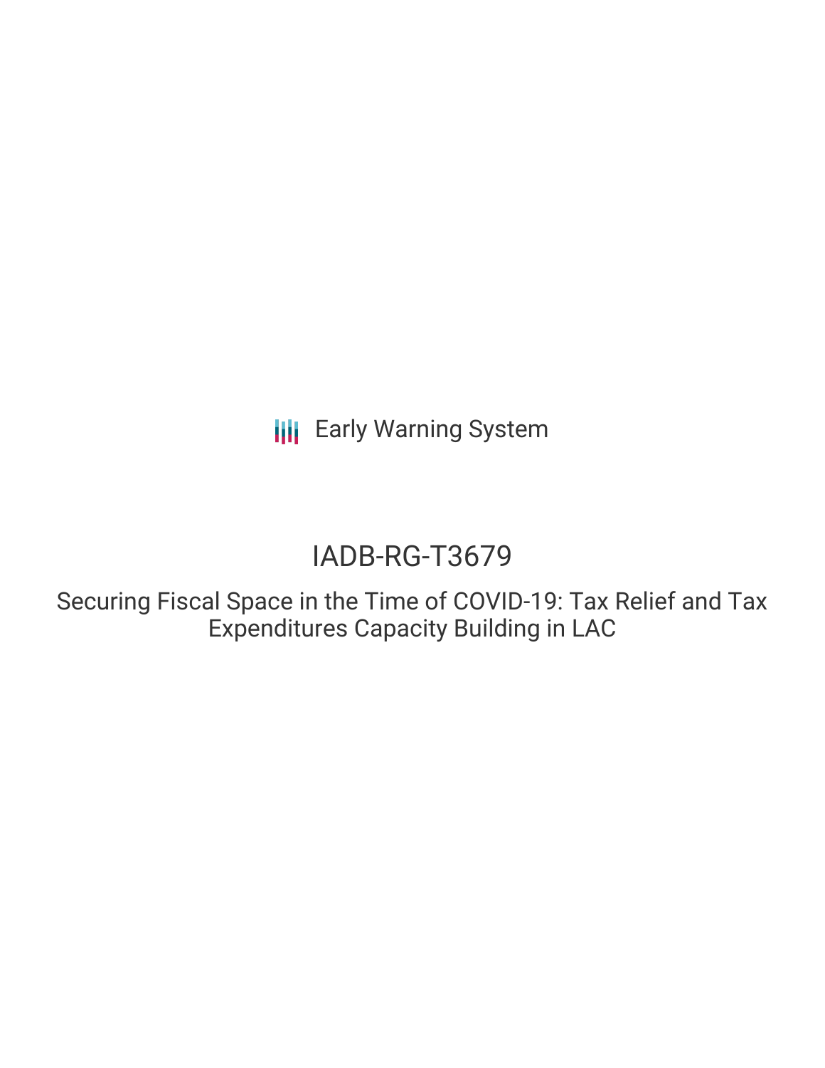Early Warning System

# IADB-RG-T3679

## Securing Fiscal Space in the Time of COVID-19: Tax Relief and Tax Expenditures Capacity Building in LAC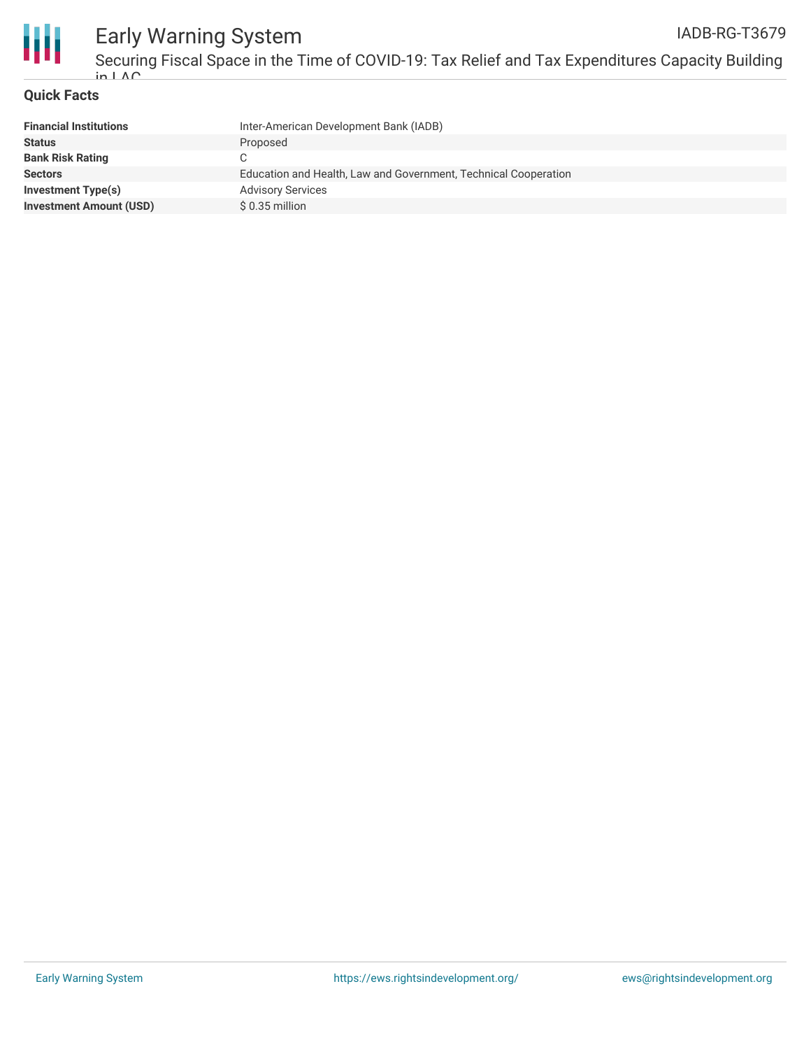## Quick Facts

| | |
|---|---|
| **Financial Institutions** | Inter-American Development Bank (IADB) |
| **Status** | Proposed |
| **Bank Risk Rating** | C |
| **Sectors** | Education and Health, Law and Government, Technical Cooperation |
| **Investment Type(s)** | Advisory Services |
| **Investment Amount (USD)** | $ 0.35 million |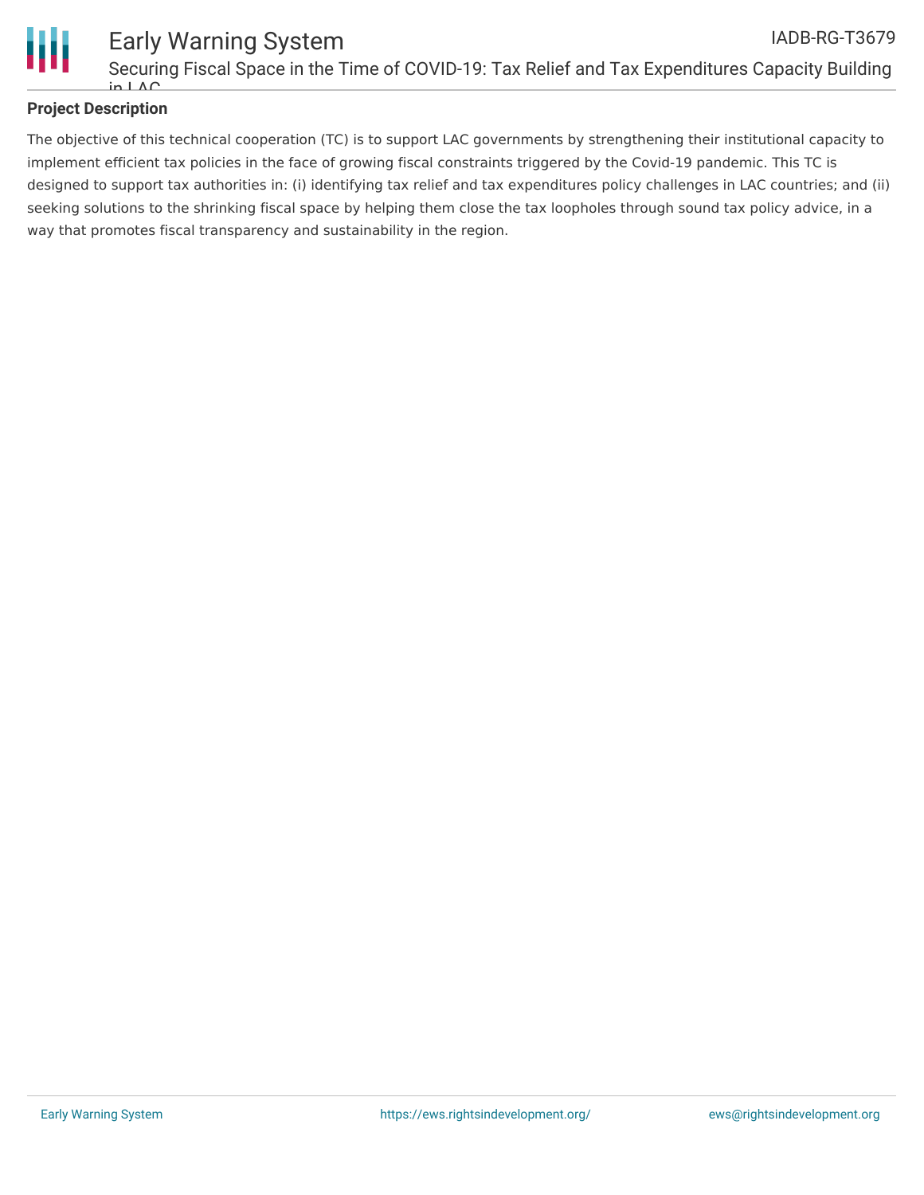## Project Description

The objective of this technical cooperation (TC) is to support LAC governments by strengthening their institutional capacity to implement efficient tax policies in the face of growing fiscal constraints triggered by the Covid-19 pandemic. This TC is designed to support tax authorities in: (i) identifying tax relief and tax expenditures policy challenges in LAC countries; and (ii) seeking solutions to the shrinking fiscal space by helping them close the tax loopholes through sound tax policy advice, in a way that promotes fiscal transparency and sustainability in the region.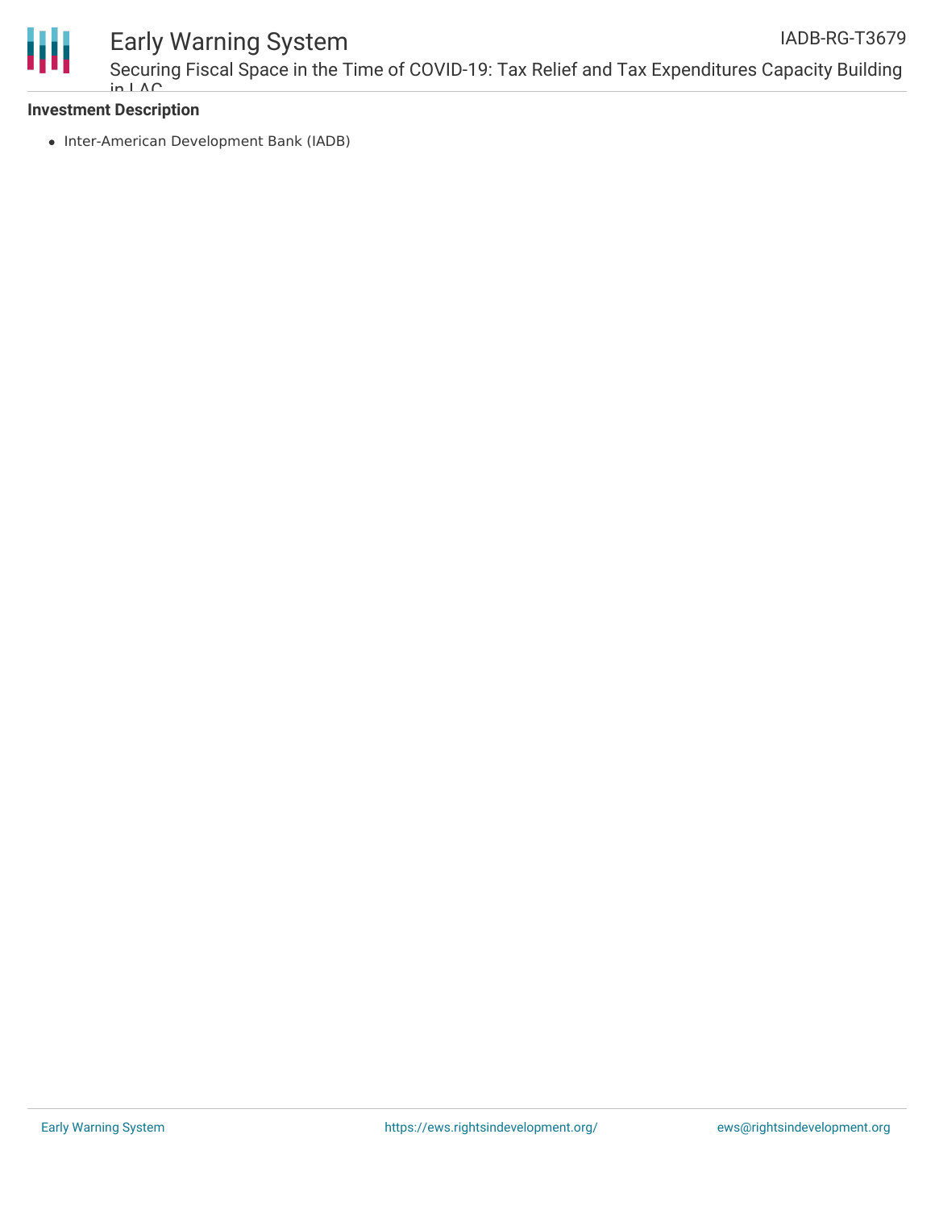**Investment Description**

- Inter-American Development Bank (IADB)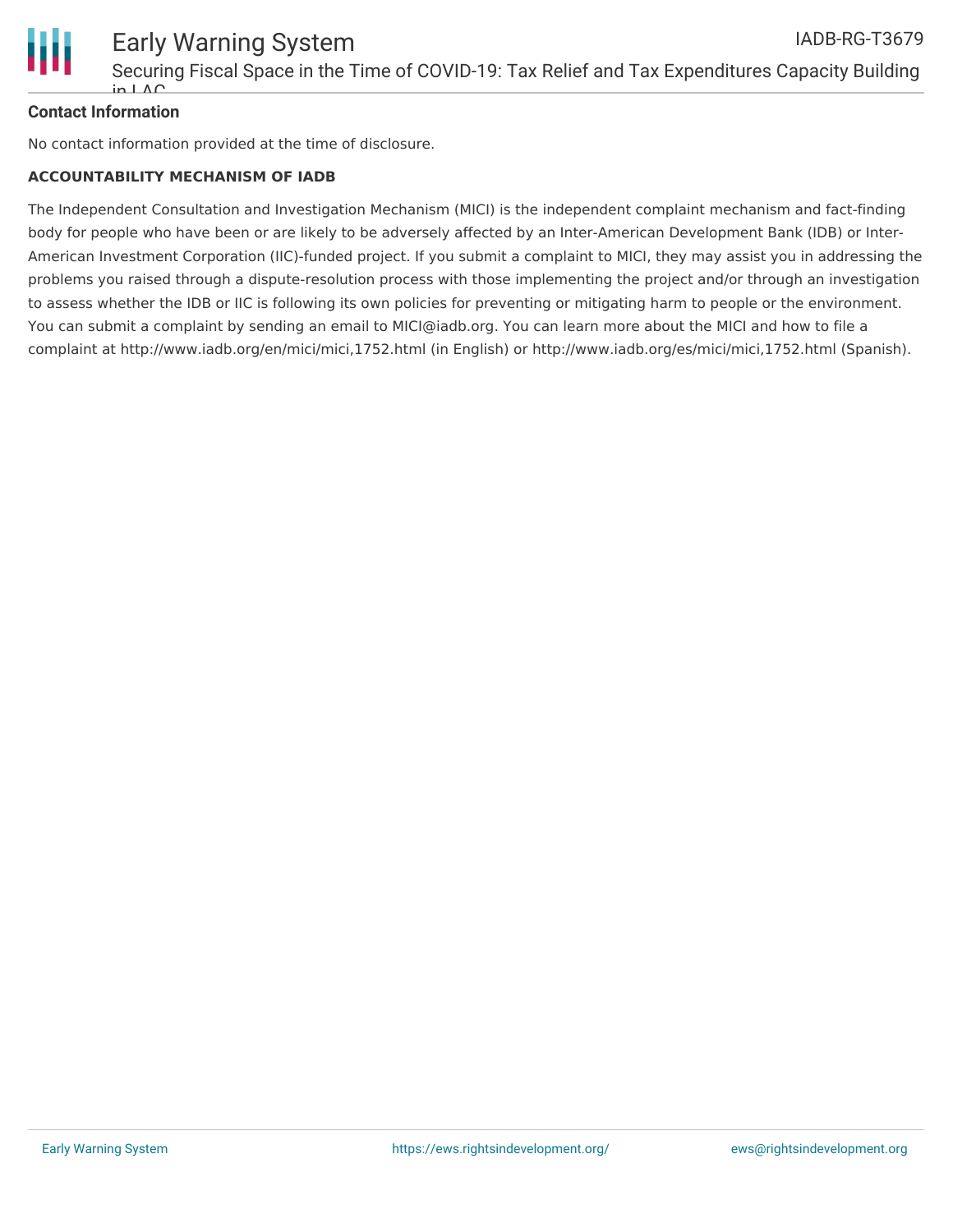**Contact Information**

No contact information provided at the time of disclosure.

**ACCOUNTABILITY MECHANISM OF IADB**

The Independent Consultation and Investigation Mechanism (MICI) is the independent complaint mechanism and fact-finding body for people who have been or are likely to be adversely affected by an Inter-American Development Bank (IDB) or Inter-American Investment Corporation (IIC)-funded project. If you submit a complaint to MICI, they may assist you in addressing the problems you raised through a dispute-resolution process with those implementing the project and/or through an investigation to assess whether the IDB or IIC is following its own policies for preventing or mitigating harm to people or the environment. You can submit a complaint by sending an email to MICI@iadb.org. You can learn more about the MICI and how to file a complaint at http://www.iadb.org/en/mici/mici,1752.html (in English) or http://www.iadb.org/es/mici/mici,1752.html (Spanish).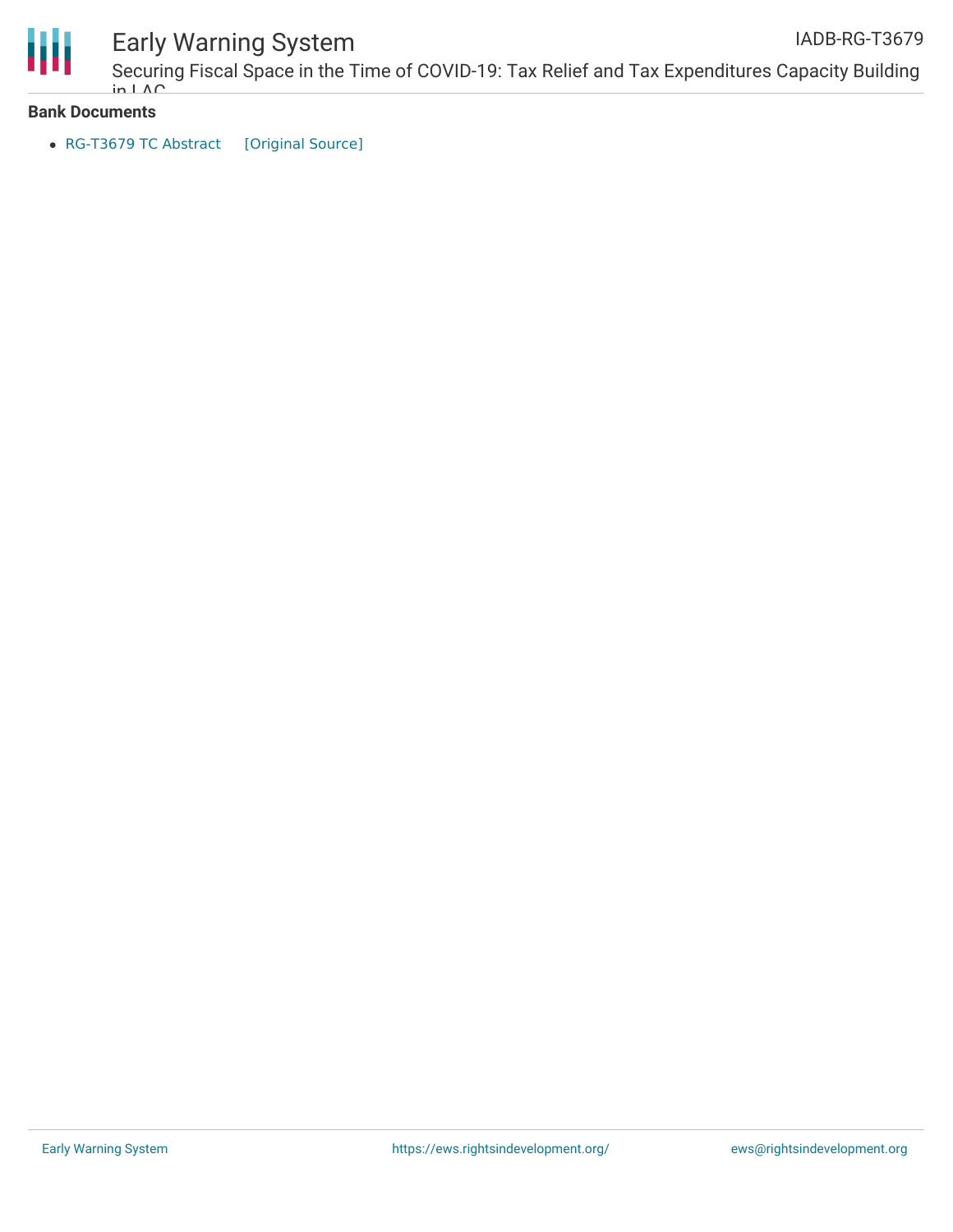## Bank Documents

- RG-T3679 TC Abstract [Original Source]